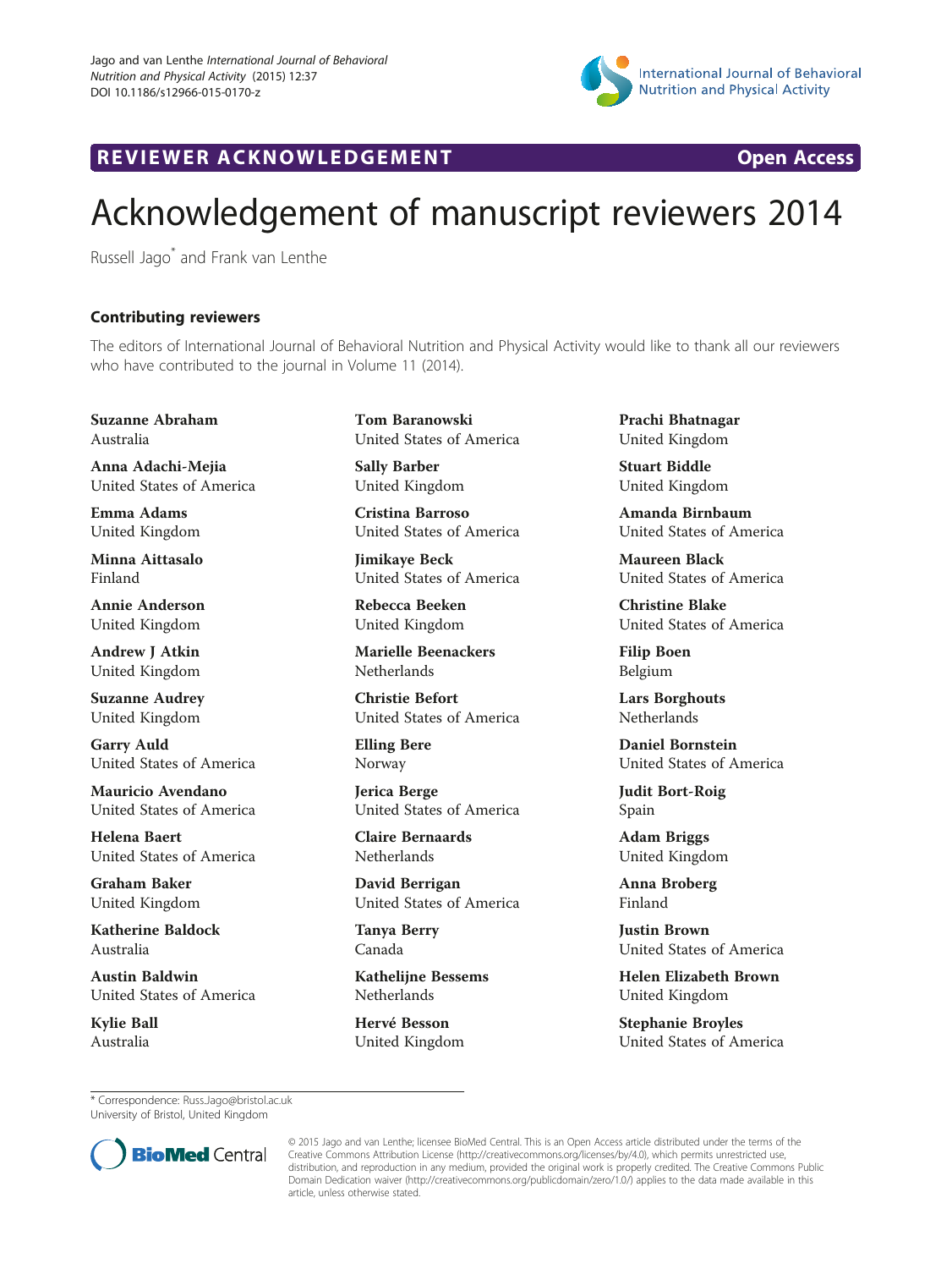REVIEWER ACKNOWLEDGEMENT Open Access

# Acknowledgement of manuscript reviewers 2014

Russell Jago* and Frank van Lenthe

## Contributing reviewers

The editors of International Journal of Behavioral Nutrition and Physical Activity would like to thank all our reviewers who have contributed to the journal in Volume 11 (2014).

**Suzanne Abraham**
Australia

**Anna Adachi-Mejia**
United States of America

**Emma Adams**
United Kingdom

**Minna Aittasalo**
Finland

**Annie Anderson**
United Kingdom

**Andrew J Atkin**
United Kingdom

**Suzanne Audrey**
United Kingdom

**Garry Auld**
United States of America

**Mauricio Avendano**
United States of America

**Helena Baert**
United States of America

**Graham Baker**
United Kingdom

**Katherine Baldock**
Australia

**Austin Baldwin**
United States of America

**Kylie Ball**
Australia

**Tom Baranowski**
United States of America

**Sally Barber**
United Kingdom

**Cristina Barroso**
United States of America

**Jimikaye Beck**
United States of America

**Rebecca Beeken**
United Kingdom

**Marielle Beenackers**
Netherlands

**Christie Befort**
United States of America

**Elling Bere**
Norway

**Jerica Berge**
United States of America

**Claire Bernaards**
Netherlands

**David Berrigan**
United States of America

**Tanya Berry**
Canada

**Kathelijne Bessems**
Netherlands

**Hervé Besson**
United Kingdom

**Prachi Bhatnagar**
United Kingdom

**Stuart Biddle**
United Kingdom

**Amanda Birnbaum**
United States of America

**Maureen Black**
United States of America

**Christine Blake**
United States of America

**Filip Boen**
Belgium

**Lars Borghouts**
Netherlands

**Daniel Bornstein**
United States of America

**Judit Bort-Roig**
Spain

**Adam Briggs**
United Kingdom

**Anna Broberg**
Finland

**Justin Brown**
United States of America

**Helen Elizabeth Brown**
United Kingdom

**Stephanie Broyles**
United States of America

\* Correspondence: Russ.Jago@bristol.ac.uk
University of Bristol, United Kingdom

© 2015 Jago and van Lenthe; licensee BioMed Central. This is an Open Access article distributed under the terms of the Creative Commons Attribution License (http://creativecommons.org/licenses/by/4.0), which permits unrestricted use, distribution, and reproduction in any medium, provided the original work is properly credited. The Creative Commons Public Domain Dedication waiver (http://creativecommons.org/publicdomain/zero/1.0/) applies to the data made available in this article, unless otherwise stated.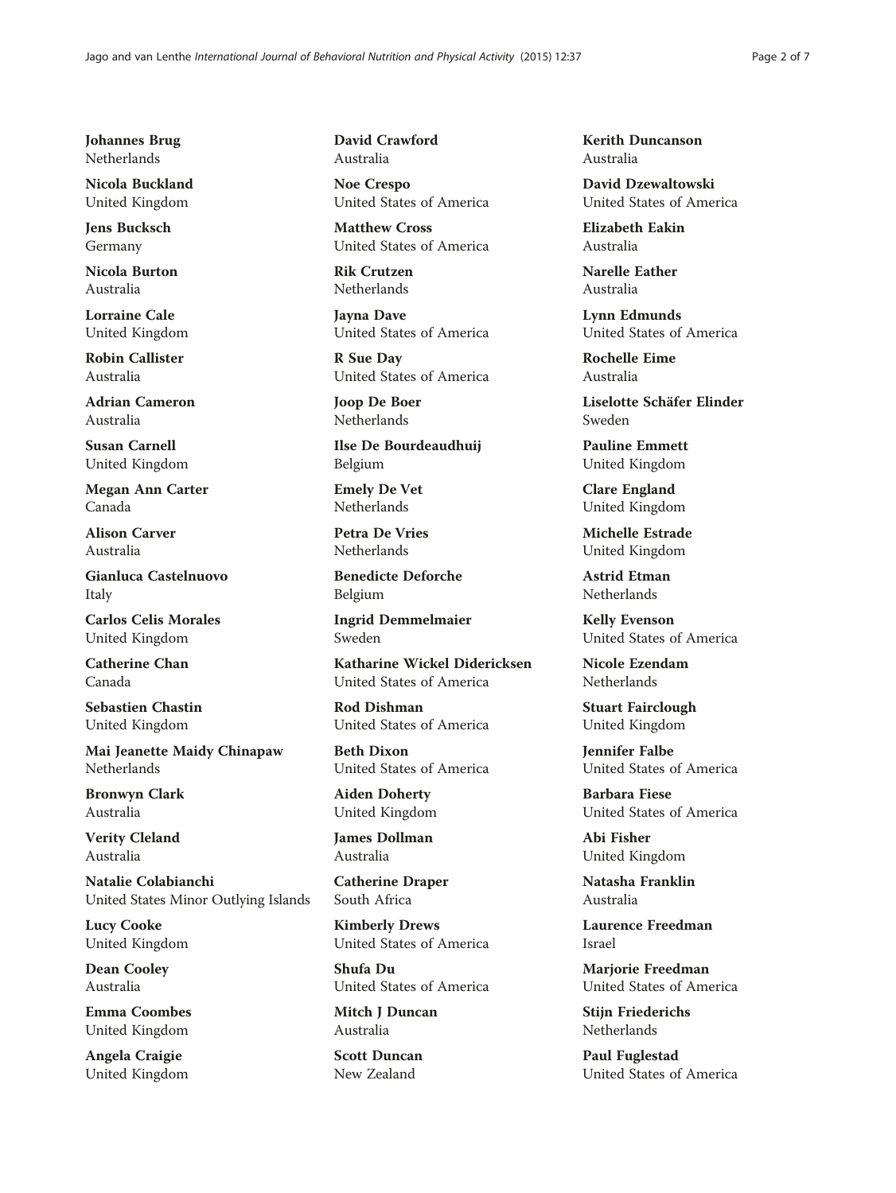**Johannes Brug**
Netherlands

**Nicola Buckland**
United Kingdom

**Jens Bucksch**
Germany

**Nicola Burton**
Australia

**Lorraine Cale**
United Kingdom

**Robin Callister**
Australia

**Adrian Cameron**
Australia

**Susan Carnell**
United Kingdom

**Megan Ann Carter**
Canada

**Alison Carver**
Australia

**Gianluca Castelnuovo**
Italy

**Carlos Celis Morales**
United Kingdom

**Catherine Chan**
Canada

**Sebastien Chastin**
United Kingdom

**Mai Jeanette Maidy Chinapaw**
Netherlands

**Bronwyn Clark**
Australia

**Verity Cleland**
Australia

**Natalie Colabianchi**
United States Minor Outlying Islands

**Lucy Cooke**
United Kingdom

**Dean Cooley**
Australia

**Emma Coombes**
United Kingdom

**Angela Craigie**
United Kingdom

**David Crawford**
Australia

**Noe Crespo**
United States of America

**Matthew Cross**
United States of America

**Rik Crutzen**
Netherlands

**Jayna Dave**
United States of America

**R Sue Day**
United States of America

**Joop De Boer**
Netherlands

**Ilse De Bourdeaudhuij**
Belgium

**Emely De Vet**
Netherlands

**Petra De Vries**
Netherlands

**Benedicte Deforche**
Belgium

**Ingrid Demmelmaier**
Sweden

**Katharine Wickel Didericksen**
United States of America

**Rod Dishman**
United States of America

**Beth Dixon**
United States of America

**Aiden Doherty**
United Kingdom

**James Dollman**
Australia

**Catherine Draper**
South Africa

**Kimberly Drews**
United States of America

**Shufa Du**
United States of America

**Mitch J Duncan**
Australia

**Scott Duncan**
New Zealand

**Kerith Duncanson**
Australia

**David Dzewaltowski**
United States of America

**Elizabeth Eakin**
Australia

**Narelle Eather**
Australia

**Lynn Edmunds**
United States of America

**Rochelle Eime**
Australia

**Liselotte Schäfer Elinder**
Sweden

**Pauline Emmett**
United Kingdom

**Clare England**
United Kingdom

**Michelle Estrade**
United Kingdom

**Astrid Etman**
Netherlands

**Kelly Evenson**
United States of America

**Nicole Ezendam**
Netherlands

**Stuart Fairclough**
United Kingdom

**Jennifer Falbe**
United States of America

**Barbara Fiese**
United States of America

**Abi Fisher**
United Kingdom

**Natasha Franklin**
Australia

**Laurence Freedman**
Israel

**Marjorie Freedman**
United States of America

**Stijn Friederichs**
Netherlands

**Paul Fuglestad**
United States of America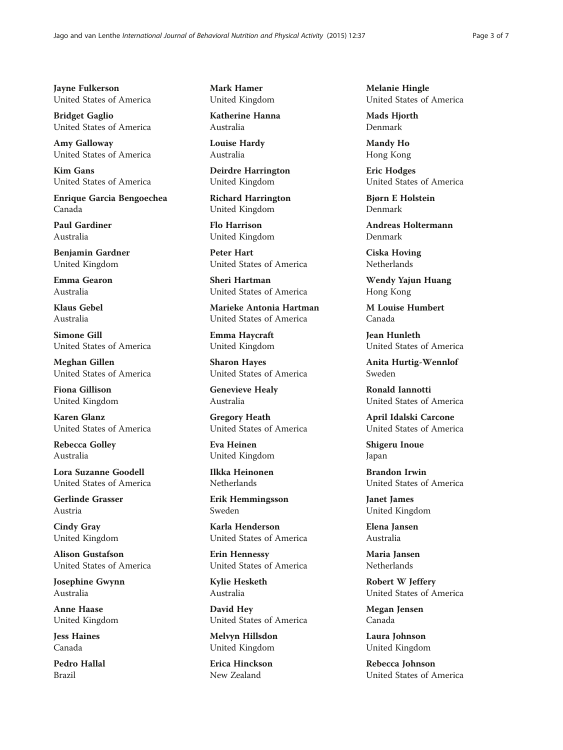**Jayne Fulkerson**
United States of America

**Bridget Gaglio**
United States of America

**Amy Galloway**
United States of America

**Kim Gans**
United States of America

**Enrique Garcia Bengoechea**
Canada

**Paul Gardiner**
Australia

**Benjamin Gardner**
United Kingdom

**Emma Gearon**
Australia

**Klaus Gebel**
Australia

**Simone Gill**
United States of America

**Meghan Gillen**
United States of America

**Fiona Gillison**
United Kingdom

**Karen Glanz**
United States of America

**Rebecca Golley**
Australia

**Lora Suzanne Goodell**
United States of America

**Gerlinde Grasser**
Austria

**Cindy Gray**
United Kingdom

**Alison Gustafson**
United States of America

**Josephine Gwynn**
Australia

**Anne Haase**
United Kingdom

**Jess Haines**
Canada

**Pedro Hallal**
Brazil

**Mark Hamer**
United Kingdom

**Katherine Hanna**
Australia

**Louise Hardy**
Australia

**Deirdre Harrington**
United Kingdom

**Richard Harrington**
United Kingdom

**Flo Harrison**
United Kingdom

**Peter Hart**
United States of America

**Sheri Hartman**
United States of America

**Marieke Antonia Hartman**
United States of America

**Emma Haycraft**
United Kingdom

**Sharon Hayes**
United States of America

**Genevieve Healy**
Australia

**Gregory Heath**
United States of America

**Eva Heinen**
United Kingdom

**Ilkka Heinonen**
Netherlands

**Erik Hemmingsson**
Sweden

**Karla Henderson**
United States of America

**Erin Hennessy**
United States of America

**Kylie Hesketh**
Australia

**David Hey**
United States of America

**Melvyn Hillsdon**
United Kingdom

**Erica Hinckson**
New Zealand

**Melanie Hingle**
United States of America

**Mads Hjorth**
Denmark

**Mandy Ho**
Hong Kong

**Eric Hodges**
United States of America

**Bjørn E Holstein**
Denmark

**Andreas Holtermann**
Denmark

**Ciska Hoving**
Netherlands

**Wendy Yajun Huang**
Hong Kong

**M Louise Humbert**
Canada

**Jean Hunleth**
United States of America

**Anita Hurtig-Wennlof**
Sweden

**Ronald Iannotti**
United States of America

**April Idalski Carcone**
United States of America

**Shigeru Inoue**
Japan

**Brandon Irwin**
United States of America

**Janet James**
United Kingdom

**Elena Jansen**
Australia

**Maria Jansen**
Netherlands

**Robert W Jeffery**
United States of America

**Megan Jensen**
Canada

**Laura Johnson**
United Kingdom

**Rebecca Johnson**
United States of America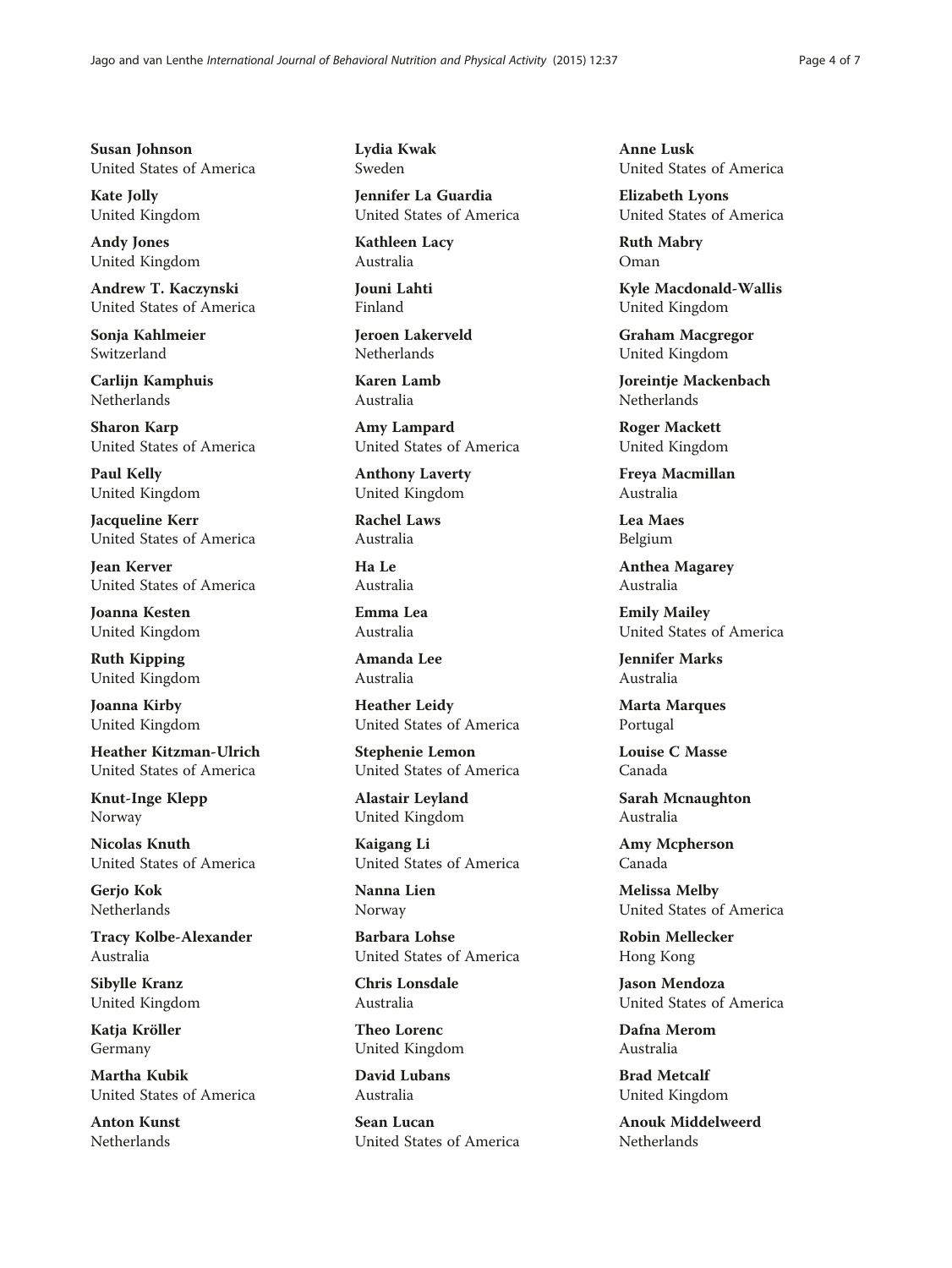**Susan Johnson**
United States of America

**Kate Jolly**
United Kingdom

**Andy Jones**
United Kingdom

**Andrew T. Kaczynski**
United States of America

**Sonja Kahlmeier**
Switzerland

**Carlijn Kamphuis**
Netherlands

**Sharon Karp**
United States of America

**Paul Kelly**
United Kingdom

**Jacqueline Kerr**
United States of America

**Jean Kerver**
United States of America

**Joanna Kesten**
United Kingdom

**Ruth Kipping**
United Kingdom

**Joanna Kirby**
United Kingdom

**Heather Kitzman-Ulrich**
United States of America

**Knut-Inge Klepp**
Norway

**Nicolas Knuth**
United States of America

**Gerjo Kok**
Netherlands

**Tracy Kolbe-Alexander**
Australia

**Sibylle Kranz**
United Kingdom

**Katja Kröller**
Germany

**Martha Kubik**
United States of America

**Anton Kunst**
Netherlands

**Lydia Kwak**
Sweden

**Jennifer La Guardia**
United States of America

**Kathleen Lacy**
Australia

**Jouni Lahti**
Finland

**Jeroen Lakerveld**
Netherlands

**Karen Lamb**
Australia

**Amy Lampard**
United States of America

**Anthony Laverty**
United Kingdom

**Rachel Laws**
Australia

**Ha Le**
Australia

**Emma Lea**
Australia

**Amanda Lee**
Australia

**Heather Leidy**
United States of America

**Stephenie Lemon**
United States of America

**Alastair Leyland**
United Kingdom

**Kaigang Li**
United States of America

**Nanna Lien**
Norway

**Barbara Lohse**
United States of America

**Chris Lonsdale**
Australia

**Theo Lorenc**
United Kingdom

**David Lubans**
Australia

**Sean Lucan**
United States of America

**Anne Lusk**
United States of America

**Elizabeth Lyons**
United States of America

**Ruth Mabry**
Oman

**Kyle Macdonald-Wallis**
United Kingdom

**Graham Macgregor**
United Kingdom

**Joreintje Mackenbach**
Netherlands

**Roger Mackett**
United Kingdom

**Freya Macmillan**
Australia

**Lea Maes**
Belgium

**Anthea Magarey**
Australia

**Emily Mailey**
United States of America

**Jennifer Marks**
Australia

**Marta Marques**
Portugal

**Louise C Masse**
Canada

**Sarah Mcnaughton**
Australia

**Amy Mcpherson**
Canada

**Melissa Melby**
United States of America

**Robin Mellecker**
Hong Kong

**Jason Mendoza**
United States of America

**Dafna Merom**
Australia

**Brad Metcalf**
United Kingdom

**Anouk Middelweerd**
Netherlands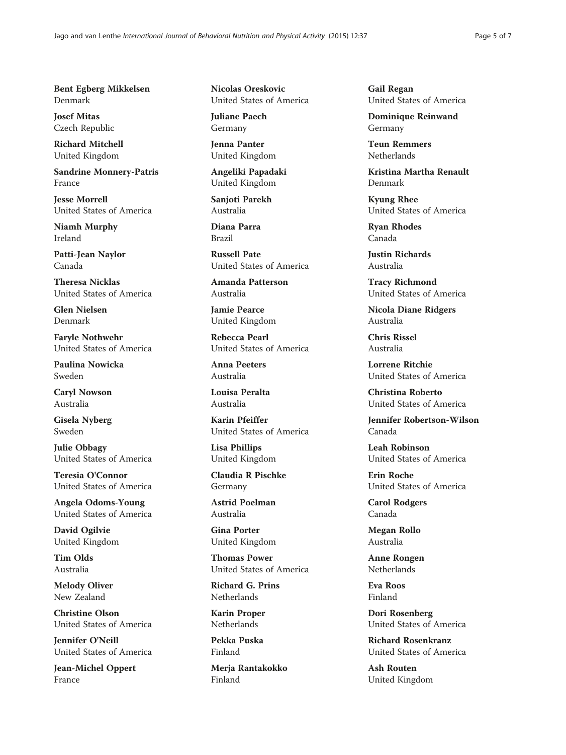**Bent Egberg Mikkelsen**
Denmark

**Josef Mitas**
Czech Republic

**Richard Mitchell**
United Kingdom

**Sandrine Monnery-Patris**
France

**Jesse Morrell**
United States of America

**Niamh Murphy**
Ireland

**Patti-Jean Naylor**
Canada

**Theresa Nicklas**
United States of America

**Glen Nielsen**
Denmark

**Faryle Nothwehr**
United States of America

**Paulina Nowicka**
Sweden

**Caryl Nowson**
Australia

**Gisela Nyberg**
Sweden

**Julie Obbagy**
United States of America

**Teresia O'Connor**
United States of America

**Angela Odoms-Young**
United States of America

**David Ogilvie**
United Kingdom

**Tim Olds**
Australia

**Melody Oliver**
New Zealand

**Christine Olson**
United States of America

**Jennifer O'Neill**
United States of America

**Jean-Michel Oppert**
France

**Nicolas Oreskovic**
United States of America

**Juliane Paech**
Germany

**Jenna Panter**
United Kingdom

**Angeliki Papadaki**
United Kingdom

**Sanjoti Parekh**
Australia

**Diana Parra**
Brazil

**Russell Pate**
United States of America

**Amanda Patterson**
Australia

**Jamie Pearce**
United Kingdom

**Rebecca Pearl**
United States of America

**Anna Peeters**
Australia

**Louisa Peralta**
Australia

**Karin Pfeiffer**
United States of America

**Lisa Phillips**
United Kingdom

**Claudia R Pischke**
Germany

**Astrid Poelman**
Australia

**Gina Porter**
United Kingdom

**Thomas Power**
United States of America

**Richard G. Prins**
Netherlands

**Karin Proper**
Netherlands

**Pekka Puska**
Finland

**Merja Rantakokko**
Finland

**Gail Regan**
United States of America

**Dominique Reinwand**
Germany

**Teun Remmers**
Netherlands

**Kristina Martha Renault**
Denmark

**Kyung Rhee**
United States of America

**Ryan Rhodes**
Canada

**Justin Richards**
Australia

**Tracy Richmond**
United States of America

**Nicola Diane Ridgers**
Australia

**Chris Rissel**
Australia

**Lorrene Ritchie**
United States of America

**Christina Roberto**
United States of America

**Jennifer Robertson-Wilson**
Canada

**Leah Robinson**
United States of America

**Erin Roche**
United States of America

**Carol Rodgers**
Canada

**Megan Rollo**
Australia

**Anne Rongen**
Netherlands

**Eva Roos**
Finland

**Dori Rosenberg**
United States of America

**Richard Rosenkranz**
United States of America

**Ash Routen**
United Kingdom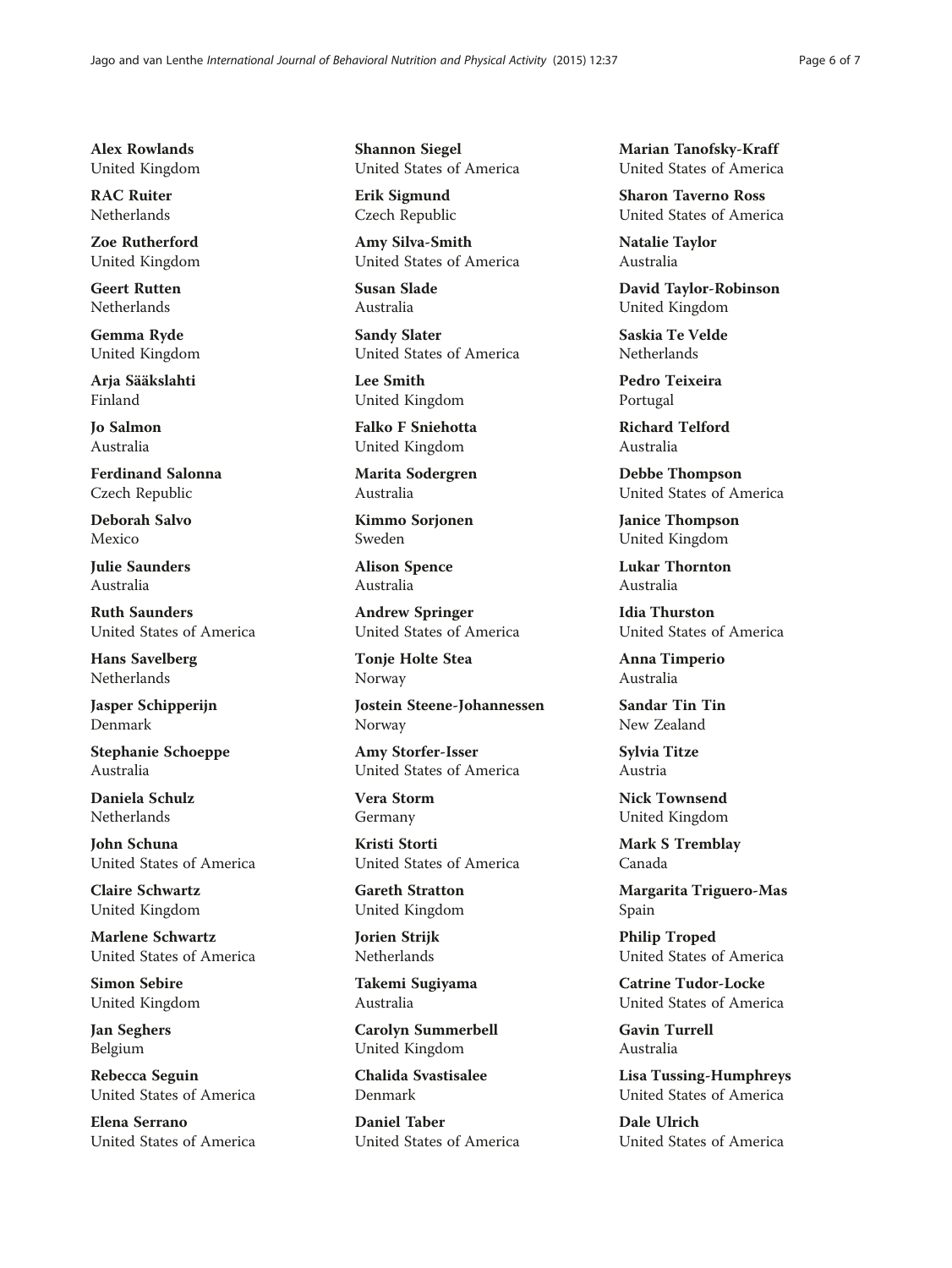**Alex Rowlands**
United Kingdom

**RAC Ruiter**
Netherlands

**Zoe Rutherford**
United Kingdom

**Geert Rutten**
Netherlands

**Gemma Ryde**
United Kingdom

**Arja Sääkslahti**
Finland

**Jo Salmon**
Australia

**Ferdinand Salonna**
Czech Republic

**Deborah Salvo**
Mexico

**Julie Saunders**
Australia

**Ruth Saunders**
United States of America

**Hans Savelberg**
Netherlands

**Jasper Schipperijn**
Denmark

**Stephanie Schoeppe**
Australia

**Daniela Schulz**
Netherlands

**John Schuna**
United States of America

**Claire Schwartz**
United Kingdom

**Marlene Schwartz**
United States of America

**Simon Sebire**
United Kingdom

**Jan Seghers**
Belgium

**Rebecca Seguin**
United States of America

**Elena Serrano**
United States of America

**Shannon Siegel**
United States of America

**Erik Sigmund**
Czech Republic

**Amy Silva-Smith**
United States of America

**Susan Slade**
Australia

**Sandy Slater**
United States of America

**Lee Smith**
United Kingdom

**Falko F Sniehotta**
United Kingdom

**Marita Sodergren**
Australia

**Kimmo Sorjonen**
Sweden

**Alison Spence**
Australia

**Andrew Springer**
United States of America

**Tonje Holte Stea**
Norway

**Jostein Steene-Johannessen**
Norway

**Amy Storfer-Isser**
United States of America

**Vera Storm**
Germany

**Kristi Storti**
United States of America

**Gareth Stratton**
United Kingdom

**Jorien Strijk**
Netherlands

**Takemi Sugiyama**
Australia

**Carolyn Summerbell**
United Kingdom

**Chalida Svastisalee**
Denmark

**Daniel Taber**
United States of America

**Marian Tanofsky-Kraff**
United States of America

**Sharon Taverno Ross**
United States of America

**Natalie Taylor**
Australia

**David Taylor-Robinson**
United Kingdom

**Saskia Te Velde**
Netherlands

**Pedro Teixeira**
Portugal

**Richard Telford**
Australia

**Debbe Thompson**
United States of America

**Janice Thompson**
United Kingdom

**Lukar Thornton**
Australia

**Idia Thurston**
United States of America

**Anna Timperio**
Australia

**Sandar Tin Tin**
New Zealand

**Sylvia Titze**
Austria

**Nick Townsend**
United Kingdom

**Mark S Tremblay**
Canada

**Margarita Triguero-Mas**
Spain

**Philip Troped**
United States of America

**Catrine Tudor-Locke**
United States of America

**Gavin Turrell**
Australia

**Lisa Tussing-Humphreys**
United States of America

**Dale Ulrich**
United States of America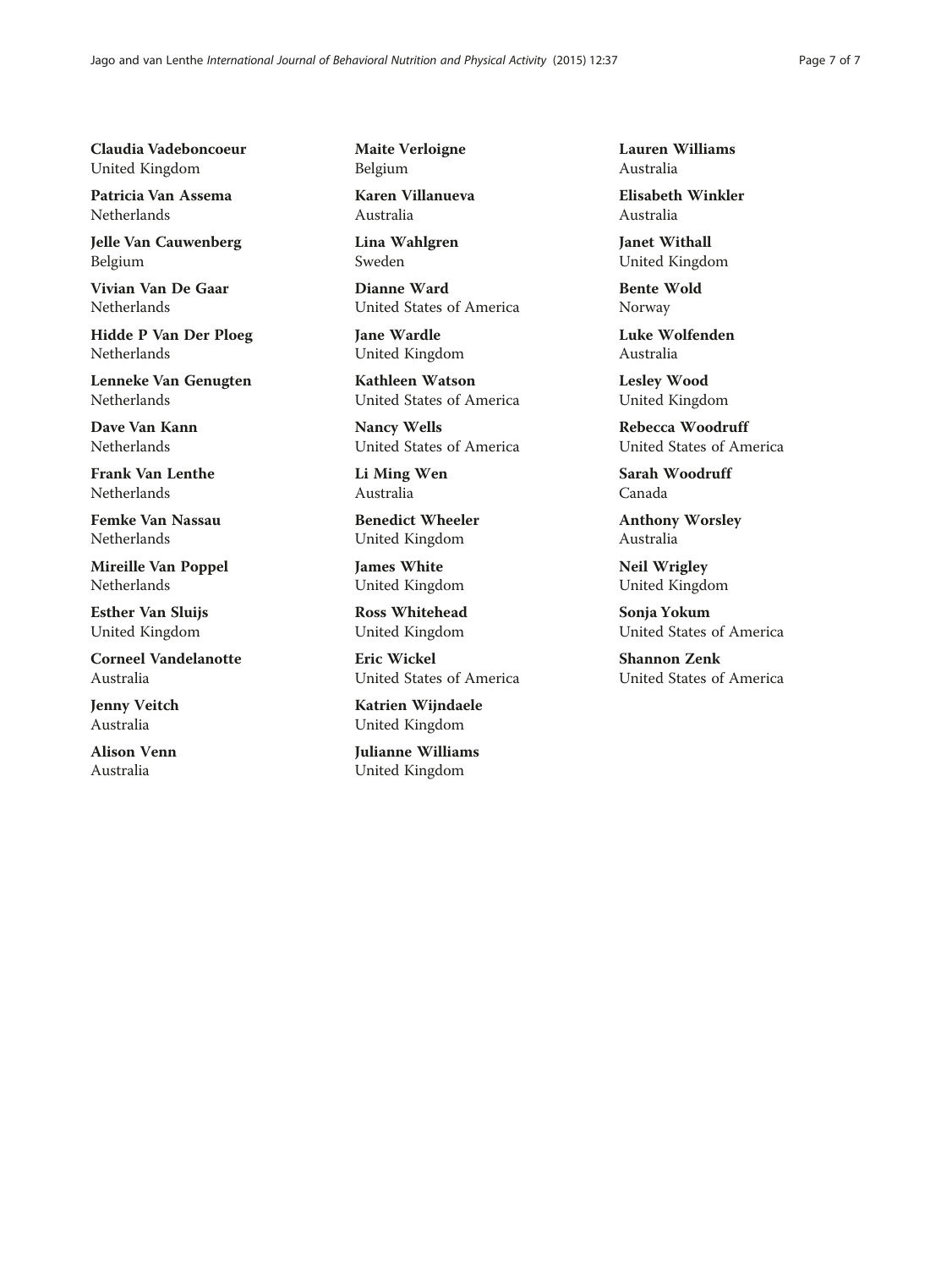**Claudia Vadeboncoeur**
United Kingdom

**Patricia Van Assema**
Netherlands

**Jelle Van Cauwenberg**
Belgium

**Vivian Van De Gaar**
Netherlands

**Hidde P Van Der Ploeg**
Netherlands

**Lenneke Van Genugten**
Netherlands

**Dave Van Kann**
Netherlands

**Frank Van Lenthe**
Netherlands

**Femke Van Nassau**
Netherlands

**Mireille Van Poppel**
Netherlands

**Esther Van Sluijs**
United Kingdom

**Corneel Vandelanotte**
Australia

**Jenny Veitch**
Australia

**Alison Venn**
Australia

**Maite Verloigne**
Belgium

**Karen Villanueva**
Australia

**Lina Wahlgren**
Sweden

**Dianne Ward**
United States of America

**Jane Wardle**
United Kingdom

**Kathleen Watson**
United States of America

**Nancy Wells**
United States of America

**Li Ming Wen**
Australia

**Benedict Wheeler**
United Kingdom

**James White**
United Kingdom

**Ross Whitehead**
United Kingdom

**Eric Wickel**
United States of America

**Katrien Wijndaele**
United Kingdom

**Julianne Williams**
United Kingdom

**Lauren Williams**
Australia

**Elisabeth Winkler**
Australia

**Janet Withall**
United Kingdom

**Bente Wold**
Norway

**Luke Wolfenden**
Australia

**Lesley Wood**
United Kingdom

**Rebecca Woodruff**
United States of America

**Sarah Woodruff**
Canada

**Anthony Worsley**
Australia

**Neil Wrigley**
United Kingdom

**Sonja Yokum**
United States of America

**Shannon Zenk**
United States of America